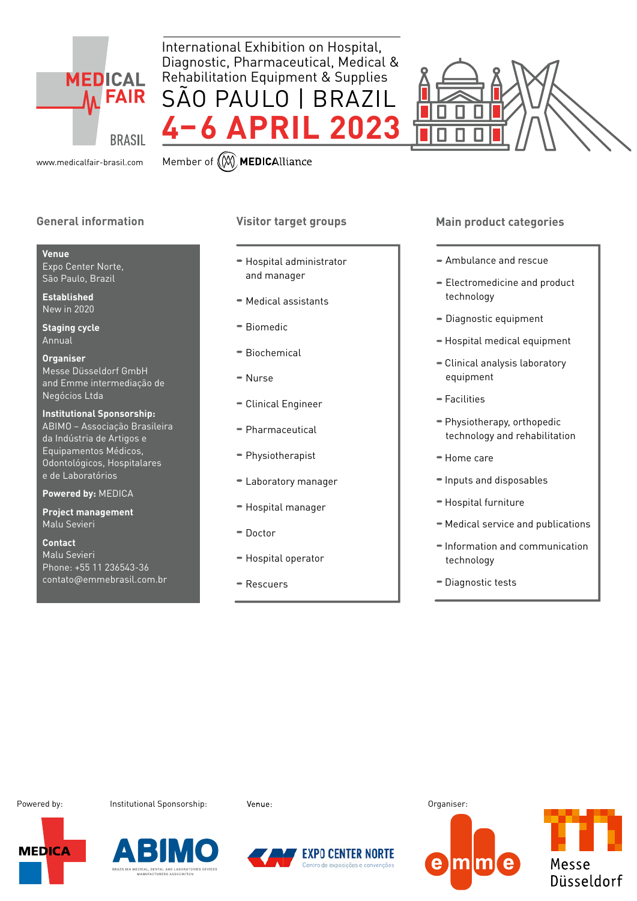# MEDICAL FAIR BRASIL

International Exhibition on Hospital, Diagnostic, Pharmaceutical, Medical & Rehabilitation Equipment & Supplies

## SÃO PAULO | BRAZIL

## 4–6 APRIL 2023

www.medicalfair-brasil.com

Member of MEDICAlliance

### General information

**Venue**
Expo Center Norte,
São Paulo, Brazil

**Established**
New in 2020

**Staging cycle**
Annual

**Organiser**
Messe Düsseldorf GmbH
and Emme intermediação de Negócios Ltda

**Institutional Sponsorship:**
ABIMO – Associação Brasileira da Indústria de Artigos e Equipamentos Médicos, Odontológicos, Hospitalares e de Laboratórios

**Powered by:** MEDICA

**Project management**
Malu Sevieri

**Contact**
Malu Sevieri
Phone: +55 11 236543-36
contato@emmebrasil.com.br

### Visitor target groups

- Hospital administrator and manager
- Medical assistants
- Biomedic
- Biochemical
- Nurse
- Clinical Engineer
- Pharmaceutical
- Physiotherapist
- Laboratory manager
- Hospital manager
- Doctor
- Hospital operator
- Rescuers

### Main product categories

- Ambulance and rescue
- Electromedicine and product technology
- Diagnostic equipment
- Hospital medical equipment
- Clinical analysis laboratory equipment
- Facilities
- Physiotherapy, orthopedic technology and rehabilitation
- Home care
- Inputs and disposables
- Hospital furniture
- Medical service and publications
- Information and communication technology
- Diagnostic tests

Powered by: MEDICA

Institutional Sponsorship: ABIMO – Brazilian Medical, Dental and Laboratories Devices Manufacturers Association

Venue: EXPO CENTER NORTE – Centro de exposições e convenções

Organiser: emme | Messe Düsseldorf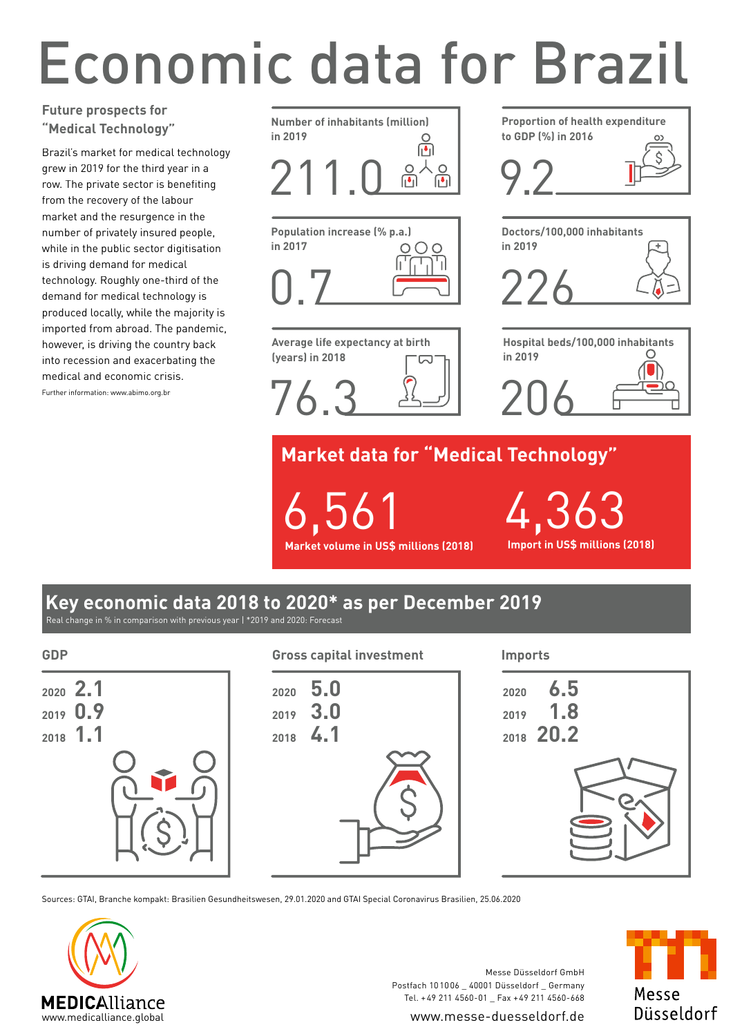# Economic data for Brazil

## Future prospects for "Medical Technology"

Brazil's market for medical technology grew in 2019 for the third year in a row. The private sector is benefiting from the recovery of the labour market and the resurgence in the number of privately insured people, while in the public sector digitisation is driving demand for medical technology. Roughly one-third of the demand for medical technology is produced locally, while the majority is imported from abroad. The pandemic, however, is driving the country back into recession and exacerbating the medical and economic crisis.

Further information: www.abimo.org.br

**Number of inhabitants (million) in 2019**
211.0

**Proportion of health expenditure to GDP (%) in 2016**
9.2

**Population increase (% p.a.) in 2017**
0.7

**Doctors/100,000 inhabitants in 2019**
226

**Average life expectancy at birth (years) in 2018**
76.3

**Hospital beds/100,000 inhabitants in 2019**
206

## Market data for "Medical Technology"

**6,561**
Market volume in US$ millions (2018)

**4,363**
Import in US$ millions (2018)

## Key economic data 2018 to 2020* as per December 2019

Real change in % in comparison with previous year | *2019 and 2020: Forecast

**GDP**

2020 2.1
2019 0.9
2018 1.1

**Gross capital investment**

2020 5.0
2019 3.0
2018 4.1

**Imports**

2020 6.5
2019 1.8
2018 20.2

Sources: GTAI, Branche kompakt: Brasilien Gesundheitswesen, 29.01.2020 and GTAI Special Coronavirus Brasilien, 25.06.2020

MEDICAlliance
www.medicalliance.global

Messe Düsseldorf GmbH
Postfach 101006 _ 40001 Düsseldorf _ Germany
Tel. +49 211 4560-01 _ Fax +49 211 4560-668
www.messe-duesseldorf.de

Messe Düsseldorf